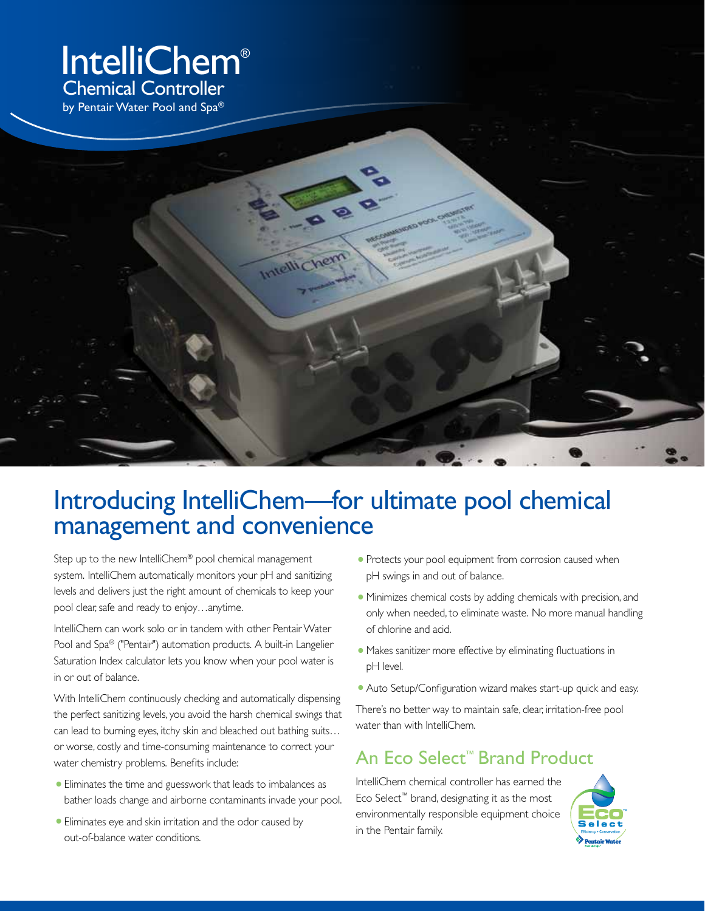# IntelliChem®

## Chemical Controller

by Pentair Water Pool and Spa®

## Introducing IntelliChem—for ultimate pool chemical management and convenience

Step up to the new IntelliChem® pool chemical management system. IntelliChem automatically monitors your pH and sanitizing levels and delivers just the right amount of chemicals to keep your pool clear, safe and ready to enjoy…anytime.

IntelliChem can work solo or in tandem with other Pentair Water Pool and Spa® ("Pentair") automation products. A built-in Langelier Saturation Index calculator lets you know when your pool water is in or out of balance.

With IntelliChem continuously checking and automatically dispensing the perfect sanitizing levels, you avoid the harsh chemical swings that can lead to burning eyes, itchy skin and bleached out bathing suits… or worse, costly and time-consuming maintenance to correct your water chemistry problems. Benefits include:

- Eliminates the time and guesswork that leads to imbalances as bather loads change and airborne contaminants invade your pool.
- Eliminates eye and skin irritation and the odor caused by out-of-balance water conditions.
- Protects your pool equipment from corrosion caused when pH swings in and out of balance.
- Minimizes chemical costs by adding chemicals with precision, and only when needed, to eliminate waste. No more manual handling of chlorine and acid.
- Makes sanitizer more effective by eliminating fluctuations in pH level.
- Auto Setup/Configuration wizard makes start-up quick and easy.

There's no better way to maintain safe, clear, irritation-free pool water than with IntelliChem.

## An Eco Select™ Brand Product

IntelliChem chemical controller has earned the Eco Select™ brand, designating it as the most environmentally responsible equipment choice in the Pentair family.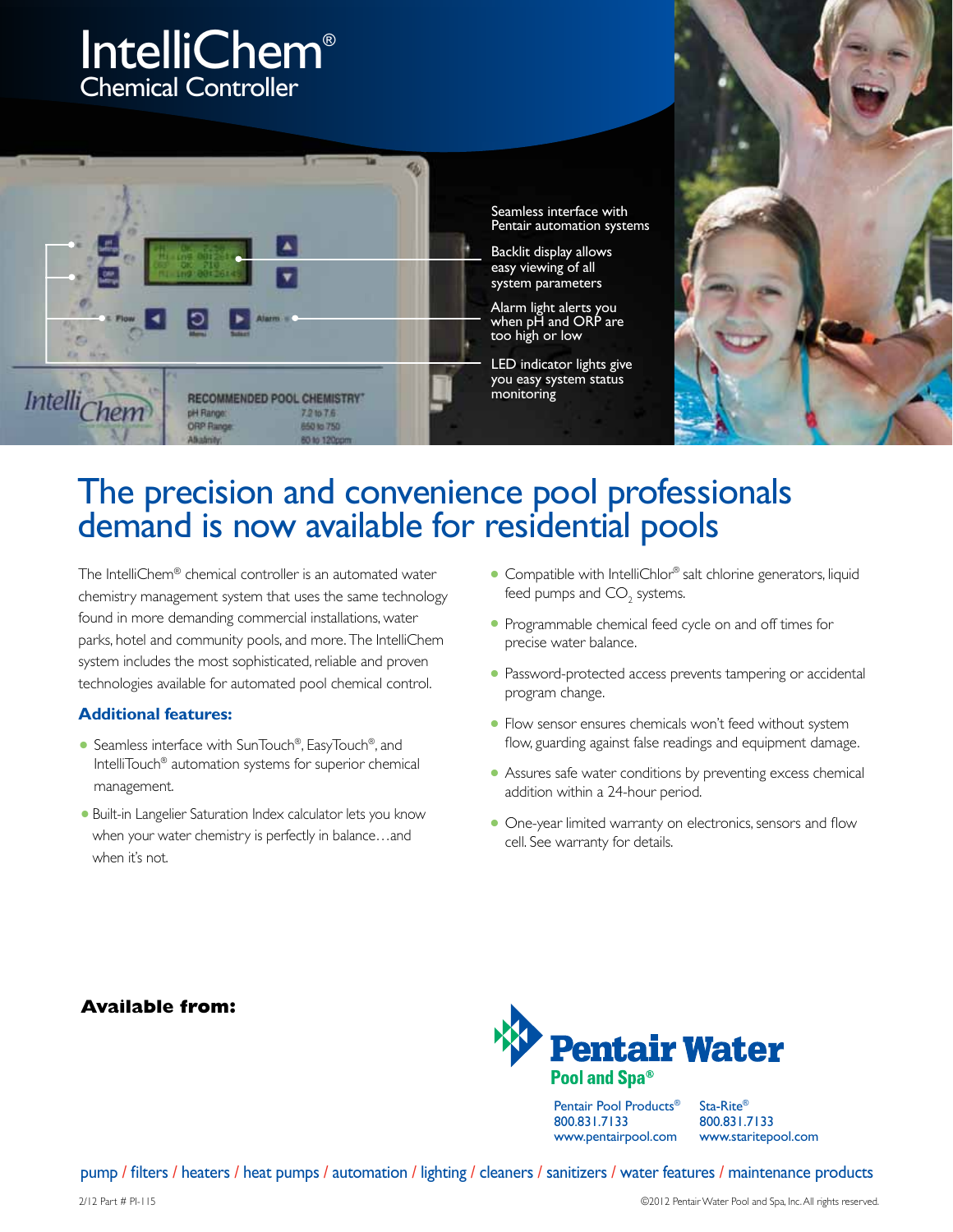# IntelliChem®
## Chemical Controller

Seamless interface with Pentair automation systems

Backlit display allows easy viewing of all system parameters

Alarm light alerts you when pH and ORP are too high or low

LED indicator lights give you easy system status monitoring

## The precision and convenience pool professionals demand is now available for residential pools

The IntelliChem® chemical controller is an automated water chemistry management system that uses the same technology found in more demanding commercial installations, water parks, hotel and community pools, and more. The IntelliChem system includes the most sophisticated, reliable and proven technologies available for automated pool chemical control.

### Additional features:

- Seamless interface with SunTouch®, EasyTouch®, and IntelliTouch® automation systems for superior chemical management.
- Built-in Langelier Saturation Index calculator lets you know when your water chemistry is perfectly in balance…and when it's not.
- Compatible with IntelliChlor® salt chlorine generators, liquid feed pumps and $CO_2$ systems.
- Programmable chemical feed cycle on and off times for precise water balance.
- Password-protected access prevents tampering or accidental program change.
- Flow sensor ensures chemicals won't feed without system flow, guarding against false readings and equipment damage.
- Assures safe water conditions by preventing excess chemical addition within a 24-hour period.
- One-year limited warranty on electronics, sensors and flow cell. See warranty for details.

**Available from:**

**Pentair Water**
Pool and Spa®

Pentair Pool Products®
800.831.7133
www.pentairpool.com

Sta-Rite®
800.831.7133
www.staritepool.com

pump / filters / heaters / heat pumps / automation / lighting / cleaners / sanitizers / water features / maintenance products

2/12 Part # PI-115

©2012 Pentair Water Pool and Spa, Inc. All rights reserved.